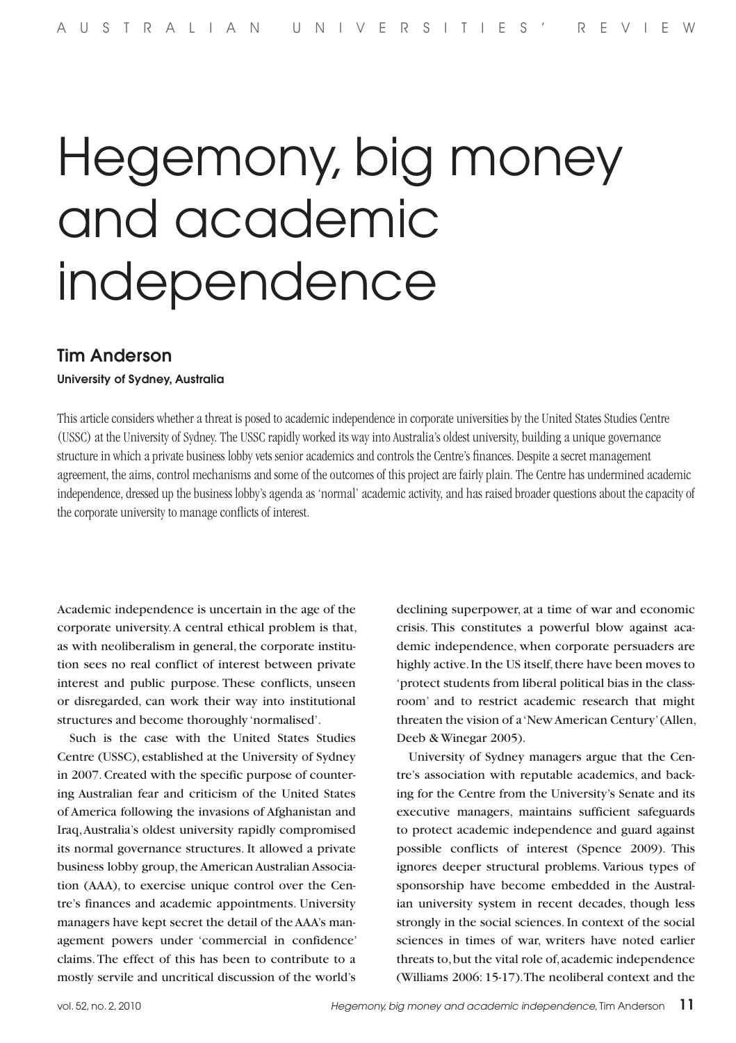# Hegemony, big money and academic independence

## Tim Anderson

**University of Sydney, Australia**

This article considers whether a threat is posed to academic independence in corporate universities by the United States Studies Centre (USSC) at the University of Sydney. The USSC rapidly worked its way into Australia's oldest university, building a unique governance structure in which a private business lobby vets senior academics and controls the Centre's finances. Despite a secret management agreement, the aims, control mechanisms and some of the outcomes of this project are fairly plain. The Centre has undermined academic independence, dressed up the business lobby's agenda as 'normal' academic activity, and has raised broader questions about the capacity of the corporate university to manage conflicts of interest.

Academic independence is uncertain in the age of the corporate university. A central ethical problem is that, as with neoliberalism in general, the corporate institution sees no real conflict of interest between private interest and public purpose. These conflicts, unseen or disregarded, can work their way into institutional structures and become thoroughly 'normalised'.

Such is the case with the United States Studies Centre (USSC), established at the University of Sydney in 2007. Created with the specific purpose of countering Australian fear and criticism of the United States of America following the invasions of Afghanistan and Iraq, Australia's oldest university rapidly compromised its normal governance structures. It allowed a private business lobby group, the American Australian Association (AAA), to exercise unique control over the Centre's finances and academic appointments. University managers have kept secret the detail of the AAA's management powers under 'commercial in confidence' claims. The effect of this has been to contribute to a mostly servile and uncritical discussion of the world's declining superpower, at a time of war and economic crisis. This constitutes a powerful blow against academic independence, when corporate persuaders are highly active. In the US itself, there have been moves to 'protect students from liberal political bias in the classroom' and to restrict academic research that might threaten the vision of a 'New American Century' (Allen, Deeb & Winegar 2005).

University of Sydney managers argue that the Centre's association with reputable academics, and backing for the Centre from the University's Senate and its executive managers, maintains sufficient safeguards to protect academic independence and guard against possible conflicts of interest (Spence 2009). This ignores deeper structural problems. Various types of sponsorship have become embedded in the Australian university system in recent decades, though less strongly in the social sciences. In context of the social sciences in times of war, writers have noted earlier threats to, but the vital role of, academic independence (Williams 2006: 15-17). The neoliberal context and the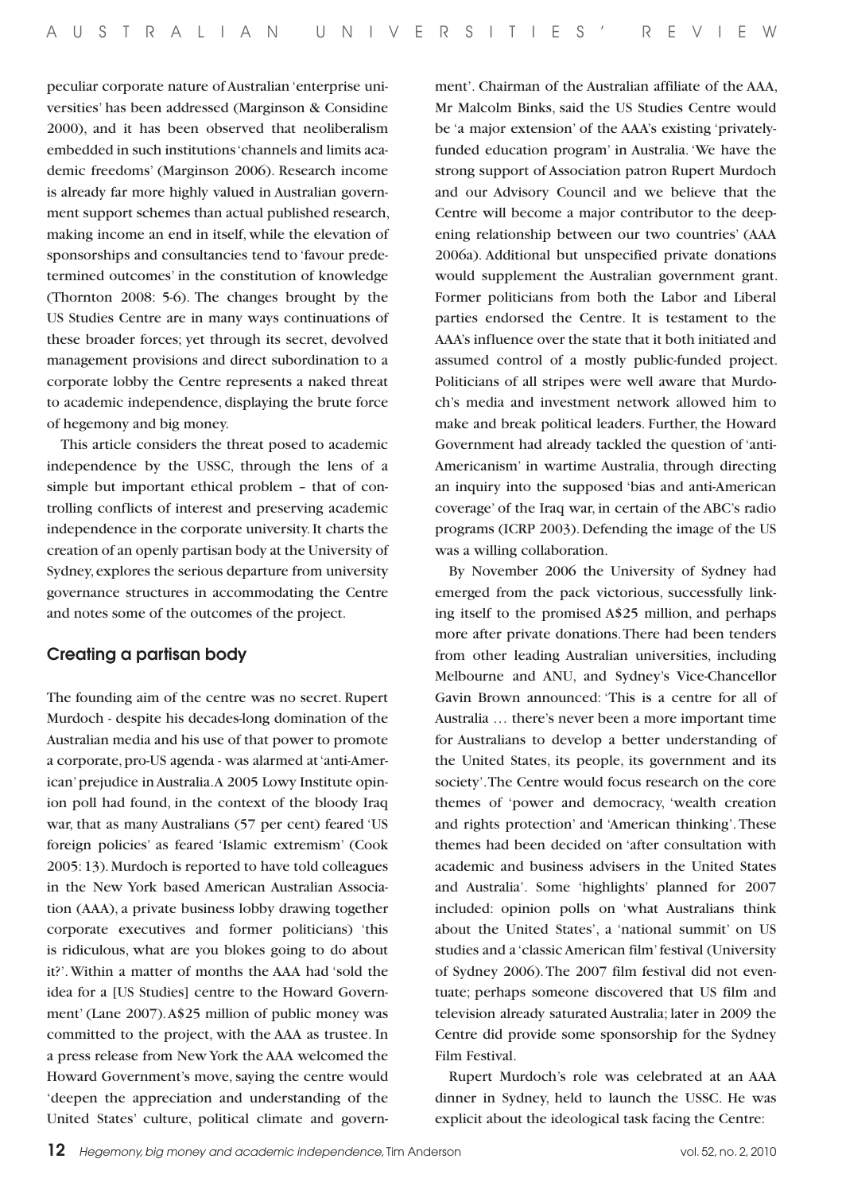peculiar corporate nature of Australian 'enterprise universities' has been addressed (Marginson & Considine 2000), and it has been observed that neoliberalism embedded in such institutions 'channels and limits academic freedoms' (Marginson 2006). Research income is already far more highly valued in Australian government support schemes than actual published research, making income an end in itself, while the elevation of sponsorships and consultancies tend to 'favour predetermined outcomes' in the constitution of knowledge (Thornton 2008: 5-6). The changes brought by the US Studies Centre are in many ways continuations of these broader forces; yet through its secret, devolved management provisions and direct subordination to a corporate lobby the Centre represents a naked threat to academic independence, displaying the brute force of hegemony and big money.

This article considers the threat posed to academic independence by the USSC, through the lens of a simple but important ethical problem – that of controlling conflicts of interest and preserving academic independence in the corporate university. It charts the creation of an openly partisan body at the University of Sydney, explores the serious departure from university governance structures in accommodating the Centre and notes some of the outcomes of the project.

## Creating a partisan body

The founding aim of the centre was no secret. Rupert Murdoch - despite his decades-long domination of the Australian media and his use of that power to promote a corporate, pro-US agenda - was alarmed at 'anti-American' prejudice in Australia. A 2005 Lowy Institute opinion poll had found, in the context of the bloody Iraq war, that as many Australians (57 per cent) feared 'US foreign policies' as feared 'Islamic extremism' (Cook 2005: 13). Murdoch is reported to have told colleagues in the New York based American Australian Association (AAA), a private business lobby drawing together corporate executives and former politicians) 'this is ridiculous, what are you blokes going to do about it?'. Within a matter of months the AAA had 'sold the idea for a [US Studies] centre to the Howard Government' (Lane 2007). A$25 million of public money was committed to the project, with the AAA as trustee. In a press release from New York the AAA welcomed the Howard Government's move, saying the centre would 'deepen the appreciation and understanding of the United States' culture, political climate and government'. Chairman of the Australian affiliate of the AAA, Mr Malcolm Binks, said the US Studies Centre would be 'a major extension' of the AAA's existing 'privately-funded education program' in Australia. 'We have the strong support of Association patron Rupert Murdoch and our Advisory Council and we believe that the Centre will become a major contributor to the deepening relationship between our two countries' (AAA 2006a). Additional but unspecified private donations would supplement the Australian government grant. Former politicians from both the Labor and Liberal parties endorsed the Centre. It is testament to the AAA's influence over the state that it both initiated and assumed control of a mostly public-funded project. Politicians of all stripes were well aware that Murdoch's media and investment network allowed him to make and break political leaders. Further, the Howard Government had already tackled the question of 'anti-Americanism' in wartime Australia, through directing an inquiry into the supposed 'bias and anti-American coverage' of the Iraq war, in certain of the ABC's radio programs (ICRP 2003). Defending the image of the US was a willing collaboration.

By November 2006 the University of Sydney had emerged from the pack victorious, successfully linking itself to the promised A$25 million, and perhaps more after private donations. There had been tenders from other leading Australian universities, including Melbourne and ANU, and Sydney's Vice-Chancellor Gavin Brown announced: 'This is a centre for all of Australia … there's never been a more important time for Australians to develop a better understanding of the United States, its people, its government and its society'. The Centre would focus research on the core themes of 'power and democracy, 'wealth creation and rights protection' and 'American thinking'. These themes had been decided on 'after consultation with academic and business advisers in the United States and Australia'. Some 'highlights' planned for 2007 included: opinion polls on 'what Australians think about the United States', a 'national summit' on US studies and a 'classic American film' festival (University of Sydney 2006). The 2007 film festival did not eventuate; perhaps someone discovered that US film and television already saturated Australia; later in 2009 the Centre did provide some sponsorship for the Sydney Film Festival.

Rupert Murdoch's role was celebrated at an AAA dinner in Sydney, held to launch the USSC. He was explicit about the ideological task facing the Centre: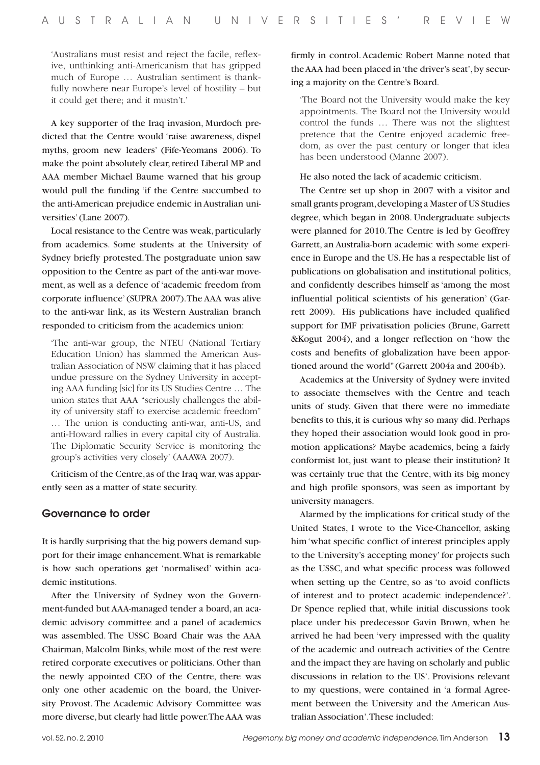'Australians must resist and reject the facile, reflexive, unthinking anti-Americanism that has gripped much of Europe … Australian sentiment is thankfully nowhere near Europe's level of hostility – but it could get there; and it mustn't.'

A key supporter of the Iraq invasion, Murdoch predicted that the Centre would 'raise awareness, dispel myths, groom new leaders' (Fife-Yeomans 2006). To make the point absolutely clear, retired Liberal MP and AAA member Michael Baume warned that his group would pull the funding 'if the Centre succumbed to the anti-American prejudice endemic in Australian universities' (Lane 2007).

Local resistance to the Centre was weak, particularly from academics. Some students at the University of Sydney briefly protested. The postgraduate union saw opposition to the Centre as part of the anti-war movement, as well as a defence of 'academic freedom from corporate influence' (SUPRA 2007). The AAA was alive to the anti-war link, as its Western Australian branch responded to criticism from the academics union:

> 'The anti-war group, the NTEU (National Tertiary Education Union) has slammed the American Australian Association of NSW claiming that it has placed undue pressure on the Sydney University in accepting AAA funding [sic] for its US Studies Centre … The union states that AAA "seriously challenges the ability of university staff to exercise academic freedom" … The union is conducting anti-war, anti-US, and anti-Howard rallies in every capital city of Australia. The Diplomatic Security Service is monitoring the group's activities very closely' (AAAWA 2007).

Criticism of the Centre, as of the Iraq war, was apparently seen as a matter of state security.

## Governance to order

It is hardly surprising that the big powers demand support for their image enhancement. What is remarkable is how such operations get 'normalised' within academic institutions.

After the University of Sydney won the Government-funded but AAA-managed tender a board, an academic advisory committee and a panel of academics was assembled. The USSC Board Chair was the AAA Chairman, Malcolm Binks, while most of the rest were retired corporate executives or politicians. Other than the newly appointed CEO of the Centre, there was only one other academic on the board, the University Provost. The Academic Advisory Committee was more diverse, but clearly had little power. The AAA was firmly in control. Academic Robert Manne noted that the AAA had been placed in 'the driver's seat', by securing a majority on the Centre's Board.

> 'The Board not the University would make the key appointments. The Board not the University would control the funds … There was not the slightest pretence that the Centre enjoyed academic freedom, as over the past century or longer that idea has been understood (Manne 2007).

He also noted the lack of academic criticism.

The Centre set up shop in 2007 with a visitor and small grants program, developing a Master of US Studies degree, which began in 2008. Undergraduate subjects were planned for 2010. The Centre is led by Geoffrey Garrett, an Australia-born academic with some experience in Europe and the US. He has a respectable list of publications on globalisation and institutional politics, and confidently describes himself as 'among the most influential political scientists of his generation' (Garrett 2009). His publications have included qualified support for IMF privatisation policies (Brune, Garrett &Kogut 2004), and a longer reflection on "how the costs and benefits of globalization have been apportioned around the world" (Garrett 2004a and 2004b).

Academics at the University of Sydney were invited to associate themselves with the Centre and teach units of study. Given that there were no immediate benefits to this, it is curious why so many did. Perhaps they hoped their association would look good in promotion applications? Maybe academics, being a fairly conformist lot, just want to please their institution? It was certainly true that the Centre, with its big money and high profile sponsors, was seen as important by university managers.

Alarmed by the implications for critical study of the United States, I wrote to the Vice-Chancellor, asking him 'what specific conflict of interest principles apply to the University's accepting money' for projects such as the USSC, and what specific process was followed when setting up the Centre, so as 'to avoid conflicts of interest and to protect academic independence?'. Dr Spence replied that, while initial discussions took place under his predecessor Gavin Brown, when he arrived he had been 'very impressed with the quality of the academic and outreach activities of the Centre and the impact they are having on scholarly and public discussions in relation to the US'. Provisions relevant to my questions, were contained in 'a formal Agreement between the University and the American Australian Association'. These included: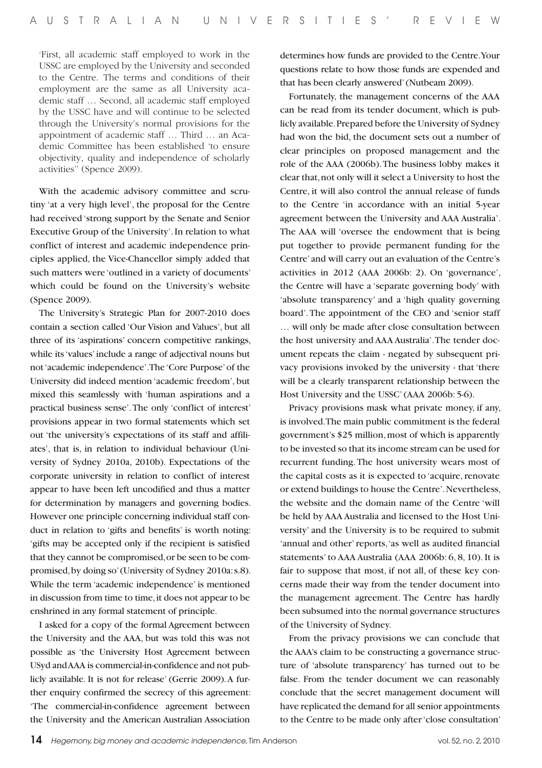> 'First, all academic staff employed to work in the USSC are employed by the University and seconded to the Centre. The terms and conditions of their employment are the same as all University academic staff … Second, all academic staff employed by the USSC have and will continue to be selected through the University's normal provisions for the appointment of academic staff … Third … an Academic Committee has been established 'to ensure objectivity, quality and independence of scholarly activities'' (Spence 2009).

With the academic advisory committee and scrutiny 'at a very high level', the proposal for the Centre had received 'strong support by the Senate and Senior Executive Group of the University'. In relation to what conflict of interest and academic independence principles applied, the Vice-Chancellor simply added that such matters were 'outlined in a variety of documents' which could be found on the University's website (Spence 2009).

The University's Strategic Plan for 2007-2010 does contain a section called 'Our Vision and Values', but all three of its 'aspirations' concern competitive rankings, while its 'values' include a range of adjectival nouns but not 'academic independence'. The 'Core Purpose' of the University did indeed mention 'academic freedom', but mixed this seamlessly with 'human aspirations and a practical business sense'. The only 'conflict of interest' provisions appear in two formal statements which set out 'the university's expectations of its staff and affiliates', that is, in relation to individual behaviour (University of Sydney 2010a, 2010b). Expectations of the corporate university in relation to conflict of interest appear to have been left uncodified and thus a matter for determination by managers and governing bodies. However one principle concerning individual staff conduct in relation to 'gifts and benefits' is worth noting: 'gifts may be accepted only if the recipient is satisfied that they cannot be compromised, or be seen to be compromised, by doing so' (University of Sydney 2010a: s.8). While the term 'academic independence' is mentioned in discussion from time to time, it does not appear to be enshrined in any formal statement of principle.

I asked for a copy of the formal Agreement between the University and the AAA, but was told this was not possible as 'the University Host Agreement between USyd and AAA is commercial-in-confidence and not publicly available. It is not for release' (Gerrie 2009). A further enquiry confirmed the secrecy of this agreement: 'The commercial-in-confidence agreement between the University and the American Australian Association determines how funds are provided to the Centre. Your questions relate to how those funds are expended and that has been clearly answered' (Nutbeam 2009).

Fortunately, the management concerns of the AAA can be read from its tender document, which is publicly available. Prepared before the University of Sydney had won the bid, the document sets out a number of clear principles on proposed management and the role of the AAA (2006b). The business lobby makes it clear that, not only will it select a University to host the Centre, it will also control the annual release of funds to the Centre 'in accordance with an initial 5-year agreement between the University and AAA Australia'. The AAA will 'oversee the endowment that is being put together to provide permanent funding for the Centre' and will carry out an evaluation of the Centre's activities in 2012 (AAA 2006b: 2). On 'governance', the Centre will have a 'separate governing body' with 'absolute transparency' and a 'high quality governing board'. The appointment of the CEO and 'senior staff … will only be made after close consultation between the host university and AAA Australia'. The tender document repeats the claim - negated by subsequent privacy provisions invoked by the university - that 'there will be a clearly transparent relationship between the Host University and the USSC' (AAA 2006b: 5-6).

Privacy provisions mask what private money, if any, is involved. The main public commitment is the federal government's \$25 million, most of which is apparently to be invested so that its income stream can be used for recurrent funding. The host university wears most of the capital costs as it is expected to 'acquire, renovate or extend buildings to house the Centre'. Nevertheless, the website and the domain name of the Centre 'will be held by AAA Australia and licensed to the Host University' and the University is to be required to submit 'annual and other' reports, 'as well as audited financial statements' to AAA Australia (AAA 2006b: 6, 8, 10). It is fair to suppose that most, if not all, of these key concerns made their way from the tender document into the management agreement. The Centre has hardly been subsumed into the normal governance structures of the University of Sydney.

From the privacy provisions we can conclude that the AAA's claim to be constructing a governance structure of 'absolute transparency' has turned out to be false. From the tender document we can reasonably conclude that the secret management document will have replicated the demand for all senior appointments to the Centre to be made only after 'close consultation'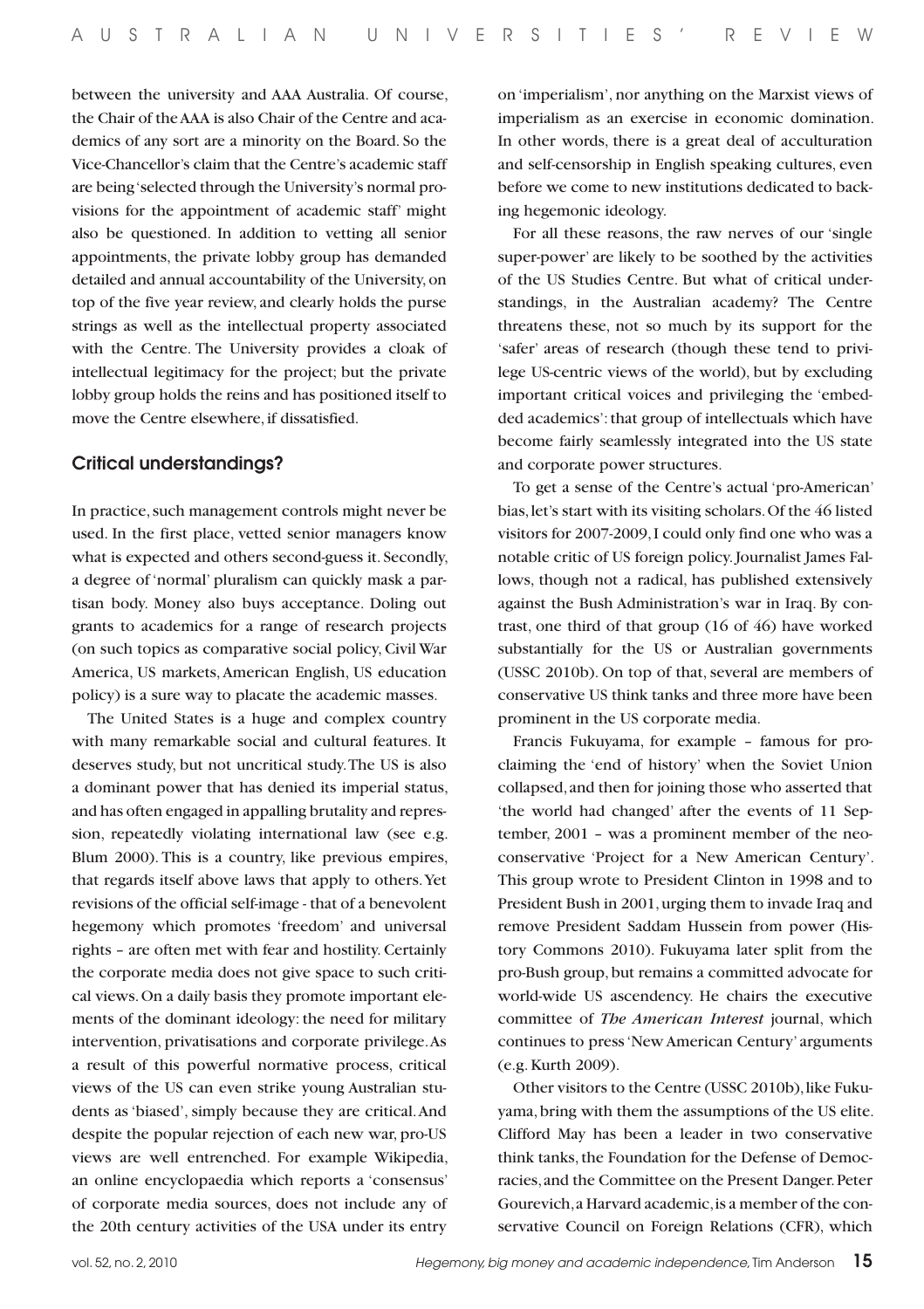between the university and AAA Australia. Of course, the Chair of the AAA is also Chair of the Centre and academics of any sort are a minority on the Board. So the Vice-Chancellor's claim that the Centre's academic staff are being 'selected through the University's normal provisions for the appointment of academic staff' might also be questioned. In addition to vetting all senior appointments, the private lobby group has demanded detailed and annual accountability of the University, on top of the five year review, and clearly holds the purse strings as well as the intellectual property associated with the Centre. The University provides a cloak of intellectual legitimacy for the project; but the private lobby group holds the reins and has positioned itself to move the Centre elsewhere, if dissatisfied.

## Critical understandings?

In practice, such management controls might never be used. In the first place, vetted senior managers know what is expected and others second-guess it. Secondly, a degree of 'normal' pluralism can quickly mask a partisan body. Money also buys acceptance. Doling out grants to academics for a range of research projects (on such topics as comparative social policy, Civil War America, US markets, American English, US education policy) is a sure way to placate the academic masses.

The United States is a huge and complex country with many remarkable social and cultural features. It deserves study, but not uncritical study. The US is also a dominant power that has denied its imperial status, and has often engaged in appalling brutality and repression, repeatedly violating international law (see e.g. Blum 2000). This is a country, like previous empires, that regards itself above laws that apply to others. Yet revisions of the official self-image - that of a benevolent hegemony which promotes 'freedom' and universal rights – are often met with fear and hostility. Certainly the corporate media does not give space to such critical views. On a daily basis they promote important elements of the dominant ideology: the need for military intervention, privatisations and corporate privilege. As a result of this powerful normative process, critical views of the US can even strike young Australian students as 'biased', simply because they are critical. And despite the popular rejection of each new war, pro-US views are well entrenched. For example Wikipedia, an online encyclopaedia which reports a 'consensus' of corporate media sources, does not include any of the 20th century activities of the USA under its entry on 'imperialism', nor anything on the Marxist views of imperialism as an exercise in economic domination. In other words, there is a great deal of acculturation and self-censorship in English speaking cultures, even before we come to new institutions dedicated to backing hegemonic ideology.

For all these reasons, the raw nerves of our 'single super-power' are likely to be soothed by the activities of the US Studies Centre. But what of critical understandings, in the Australian academy? The Centre threatens these, not so much by its support for the 'safer' areas of research (though these tend to privilege US-centric views of the world), but by excluding important critical voices and privileging the 'embedded academics': that group of intellectuals which have become fairly seamlessly integrated into the US state and corporate power structures.

To get a sense of the Centre's actual 'pro-American' bias, let's start with its visiting scholars. Of the 46 listed visitors for 2007-2009, I could only find one who was a notable critic of US foreign policy. Journalist James Fallows, though not a radical, has published extensively against the Bush Administration's war in Iraq. By contrast, one third of that group (16 of 46) have worked substantially for the US or Australian governments (USSC 2010b). On top of that, several are members of conservative US think tanks and three more have been prominent in the US corporate media.

Francis Fukuyama, for example – famous for proclaiming the 'end of history' when the Soviet Union collapsed, and then for joining those who asserted that 'the world had changed' after the events of 11 September, 2001 – was a prominent member of the neoconservative 'Project for a New American Century'. This group wrote to President Clinton in 1998 and to President Bush in 2001, urging them to invade Iraq and remove President Saddam Hussein from power (History Commons 2010). Fukuyama later split from the pro-Bush group, but remains a committed advocate for world-wide US ascendency. He chairs the executive committee of *The American Interest* journal, which continues to press 'New American Century' arguments (e.g. Kurth 2009).

Other visitors to the Centre (USSC 2010b), like Fukuyama, bring with them the assumptions of the US elite. Clifford May has been a leader in two conservative think tanks, the Foundation for the Defense of Democracies, and the Committee on the Present Danger. Peter Gourevich, a Harvard academic, is a member of the conservative Council on Foreign Relations (CFR), which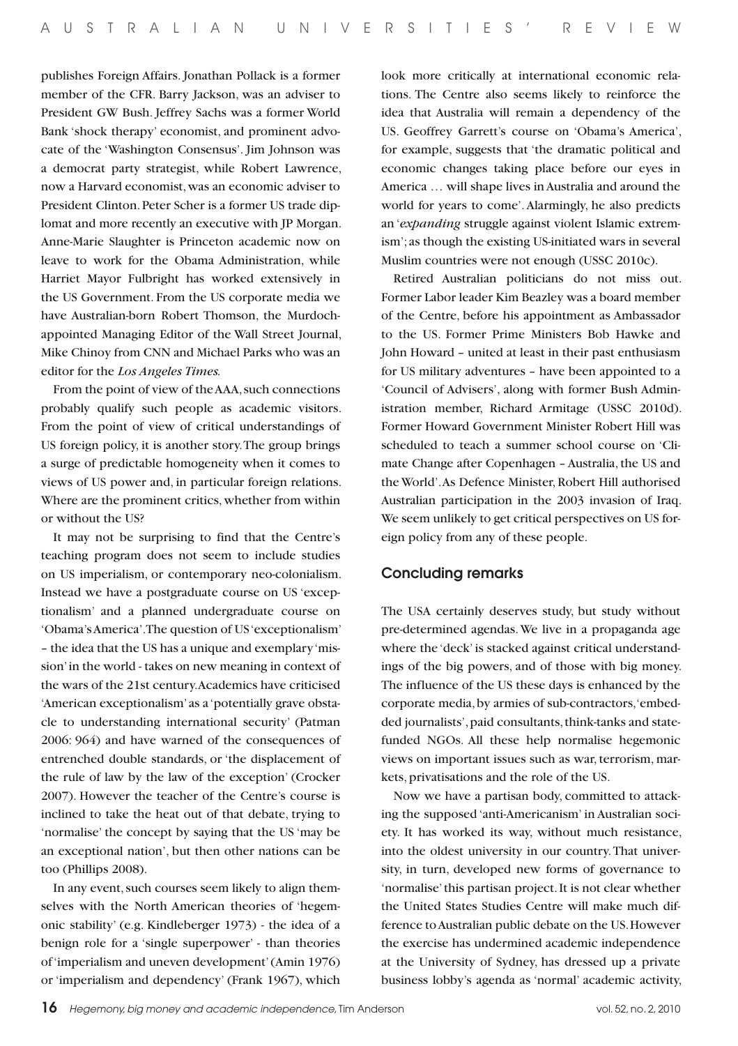publishes Foreign Affairs. Jonathan Pollack is a former member of the CFR. Barry Jackson, was an adviser to President GW Bush. Jeffrey Sachs was a former World Bank 'shock therapy' economist, and prominent advocate of the 'Washington Consensus'. Jim Johnson was a democrat party strategist, while Robert Lawrence, now a Harvard economist, was an economic adviser to President Clinton. Peter Scher is a former US trade diplomat and more recently an executive with JP Morgan. Anne-Marie Slaughter is Princeton academic now on leave to work for the Obama Administration, while Harriet Mayor Fulbright has worked extensively in the US Government. From the US corporate media we have Australian-born Robert Thomson, the Murdoch-appointed Managing Editor of the Wall Street Journal, Mike Chinoy from CNN and Michael Parks who was an editor for the *Los Angeles Times.*

From the point of view of the AAA, such connections probably qualify such people as academic visitors. From the point of view of critical understandings of US foreign policy, it is another story. The group brings a surge of predictable homogeneity when it comes to views of US power and, in particular foreign relations. Where are the prominent critics, whether from within or without the US?

It may not be surprising to find that the Centre's teaching program does not seem to include studies on US imperialism, or contemporary neo-colonialism. Instead we have a postgraduate course on US 'exceptionalism' and a planned undergraduate course on 'Obama's America'. The question of US 'exceptionalism' – the idea that the US has a unique and exemplary 'mission' in the world - takes on new meaning in context of the wars of the 21st century. Academics have criticised 'American exceptionalism' as a 'potentially grave obstacle to understanding international security' (Patman 2006: 964) and have warned of the consequences of entrenched double standards, or 'the displacement of the rule of law by the law of the exception' (Crocker 2007). However the teacher of the Centre's course is inclined to take the heat out of that debate, trying to 'normalise' the concept by saying that the US 'may be an exceptional nation', but then other nations can be too (Phillips 2008).

In any event, such courses seem likely to align themselves with the North American theories of 'hegemonic stability' (e.g. Kindleberger 1973) - the idea of a benign role for a 'single superpower' - than theories of 'imperialism and uneven development' (Amin 1976) or 'imperialism and dependency' (Frank 1967), which look more critically at international economic relations. The Centre also seems likely to reinforce the idea that Australia will remain a dependency of the US. Geoffrey Garrett's course on 'Obama's America', for example, suggests that 'the dramatic political and economic changes taking place before our eyes in America … will shape lives in Australia and around the world for years to come'. Alarmingly, he also predicts an '*expanding* struggle against violent Islamic extremism'; as though the existing US-initiated wars in several Muslim countries were not enough (USSC 2010c).

Retired Australian politicians do not miss out. Former Labor leader Kim Beazley was a board member of the Centre, before his appointment as Ambassador to the US. Former Prime Ministers Bob Hawke and John Howard – united at least in their past enthusiasm for US military adventures – have been appointed to a 'Council of Advisers', along with former Bush Administration member, Richard Armitage (USSC 2010d). Former Howard Government Minister Robert Hill was scheduled to teach a summer school course on 'Climate Change after Copenhagen – Australia, the US and the World'. As Defence Minister, Robert Hill authorised Australian participation in the 2003 invasion of Iraq. We seem unlikely to get critical perspectives on US foreign policy from any of these people.

## Concluding remarks

The USA certainly deserves study, but study without pre-determined agendas. We live in a propaganda age where the 'deck' is stacked against critical understandings of the big powers, and of those with big money. The influence of the US these days is enhanced by the corporate media, by armies of sub-contractors, 'embedded journalists', paid consultants, think-tanks and state-funded NGOs. All these help normalise hegemonic views on important issues such as war, terrorism, markets, privatisations and the role of the US.

Now we have a partisan body, committed to attacking the supposed 'anti-Americanism' in Australian society. It has worked its way, without much resistance, into the oldest university in our country. That university, in turn, developed new forms of governance to 'normalise' this partisan project. It is not clear whether the United States Studies Centre will make much difference to Australian public debate on the US. However the exercise has undermined academic independence at the University of Sydney, has dressed up a private business lobby's agenda as 'normal' academic activity,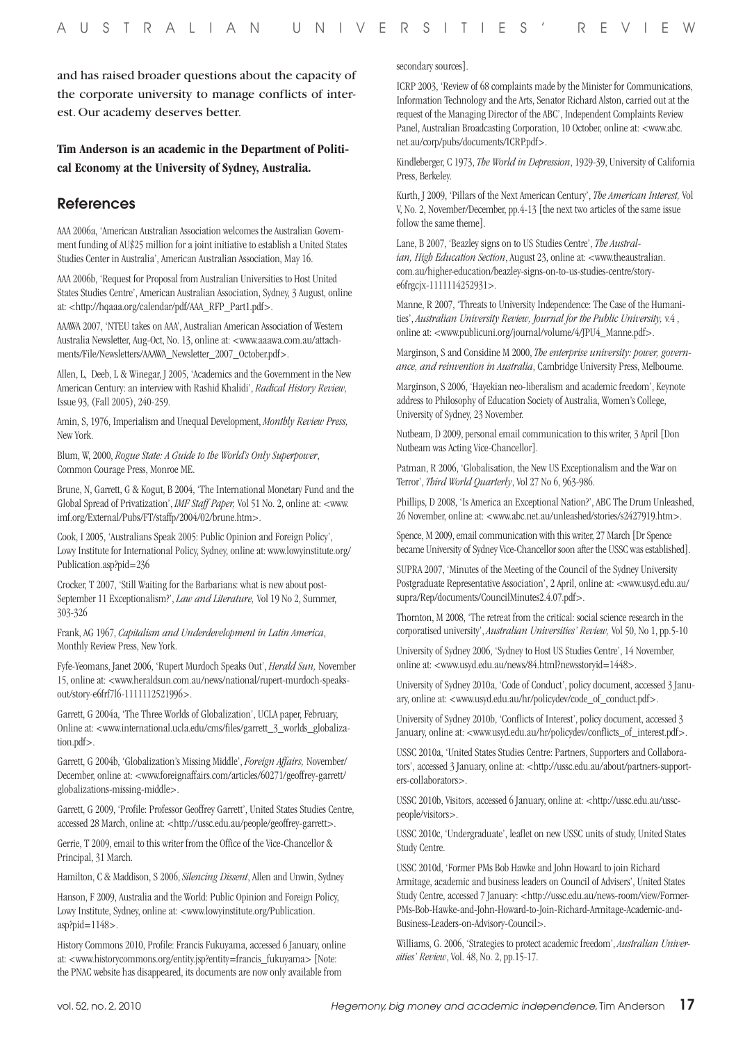and has raised broader questions about the capacity of the corporate university to manage conflicts of interest. Our academy deserves better.

**Tim Anderson is an academic in the Department of Political Economy at the University of Sydney, Australia.**

## References

AAA 2006a, 'American Australian Association welcomes the Australian Government funding of AU$25 million for a joint initiative to establish a United States Studies Center in Australia', American Australian Association, May 16.

AAA 2006b, 'Request for Proposal from Australian Universities to Host United States Studies Centre', American Australian Association, Sydney, 3 August, online at: <http://hqaaa.org/calendar/pdf/AAA_RFP_Part1.pdf>.

AAAWA 2007, 'NTEU takes on AAA', Australian American Association of Western Australia Newsletter, Aug-Oct, No. 13, online at: <www.aaawa.com.au/attachments/File/Newsletters/AAAWA_Newsletter_2007_October.pdf>.

Allen, L, Deeb, L & Winegar, J 2005, 'Academics and the Government in the New American Century: an interview with Rashid Khalidi', *Radical History Review,* Issue 93, (Fall 2005), 240-259.

Amin, S, 1976, Imperialism and Unequal Development, *Monthly Review Press,* New York.

Blum, W, 2000, *Rogue State: A Guide to the World's Only Superpower*, Common Courage Press, Monroe ME.

Brune, N, Garrett, G & Kogut, B 2004, 'The International Monetary Fund and the Global Spread of Privatization', *IMF Staff Paper,* Vol 51 No. 2, online at: <www.imf.org/External/Pubs/FT/staffp/2004/02/brune.htm>.

Cook, I 2005, 'Australians Speak 2005: Public Opinion and Foreign Policy', Lowy Institute for International Policy, Sydney, online at: www.lowyinstitute.org/Publication.asp?pid=236

Crocker, T 2007, 'Still Waiting for the Barbarians: what is new about post-September 11 Exceptionalism?', *Law and Literature,* Vol 19 No 2, Summer, 303-326

Frank, AG 1967, *Capitalism and Underdevelopment in Latin America*, Monthly Review Press, New York.

Fyfe-Yeomans, Janet 2006, 'Rupert Murdoch Speaks Out', *Herald Sun,* November 15, online at: <www.heraldsun.com.au/news/national/rupert-murdoch-speaks-out/story-e6frf7l6-1111112521996>.

Garrett, G 2004a, 'The Three Worlds of Globalization', UCLA paper, February, Online at: <www.international.ucla.edu/cms/files/garrett_3_worlds_globalization.pdf>.

Garrett, G 2004b, 'Globalization's Missing Middle', *Foreign Affairs,* November/December, online at: <www.foreignaffairs.com/articles/60271/geoffrey-garrett/globalizations-missing-middle>.

Garrett, G 2009, 'Profile: Professor Geoffrey Garrett', United States Studies Centre, accessed 28 March, online at: <http://ussc.edu.au/people/geoffrey-garrett>.

Gerrie, T 2009, email to this writer from the Office of the Vice-Chancellor & Principal, 31 March.

Hamilton, C & Maddison, S 2006, *Silencing Dissent*, Allen and Unwin, Sydney

Hanson, F 2009, Australia and the World: Public Opinion and Foreign Policy, Lowy Institute, Sydney, online at: <www.lowyinstitute.org/Publication.asp?pid=1148>.

History Commons 2010, Profile: Francis Fukuyama, accessed 6 January, online at: <www.historycommons.org/entity.jsp?entity=francis_fukuyama> [Note: the PNAC website has disappeared, its documents are now only available from secondary sources].

ICRP 2003, 'Review of 68 complaints made by the Minister for Communications, Information Technology and the Arts, Senator Richard Alston, carried out at the request of the Managing Director of the ABC', Independent Complaints Review Panel, Australian Broadcasting Corporation, 10 October, online at: <www.abc.net.au/corp/pubs/documents/ICRP.pdf>.

Kindleberger, C 1973, *The World in Depression*, 1929-39, University of California Press, Berkeley.

Kurth, J 2009, 'Pillars of the Next American Century', *The American Interest,* Vol V, No. 2, November/December, pp.4-13 [the next two articles of the same issue follow the same theme].

Lane, B 2007, 'Beazley signs on to US Studies Centre', *The Australian, High Education Section*, August 23, online at: <www.theaustralian.com.au/higher-education/beazley-signs-on-to-us-studies-centre/story-e6frgcjx-1111114252931>.

Manne, R 2007, 'Threats to University Independence: The Case of the Humanities', *Australian University Review, Journal for the Public University,* v.4 , online at: <www.publicuni.org/journal/volume/4/JPU4_Manne.pdf>.

Marginson, S and Considine M 2000, *The enterprise university: power, governance, and reinvention in Australia*, Cambridge University Press, Melbourne.

Marginson, S 2006, 'Hayekian neo-liberalism and academic freedom', Keynote address to Philosophy of Education Society of Australia, Women's College, University of Sydney, 23 November.

Nutbeam, D 2009, personal email communication to this writer, 3 April [Don Nutbeam was Acting Vice-Chancellor].

Patman, R 2006, 'Globalisation, the New US Exceptionalism and the War on Terror', *Third World Quarterly*, Vol 27 No 6, 963-986.

Phillips, D 2008, 'Is America an Exceptional Nation?', ABC The Drum Unleashed, 26 November, online at: <www.abc.net.au/unleashed/stories/s2427919.htm>.

Spence, M 2009, email communication with this writer, 27 March [Dr Spence became University of Sydney Vice-Chancellor soon after the USSC was established].

SUPRA 2007, 'Minutes of the Meeting of the Council of the Sydney University Postgraduate Representative Association', 2 April, online at: <www.usyd.edu.au/supra/Rep/documents/CouncilMinutes2.4.07.pdf>.

Thornton, M 2008, 'The retreat from the critical: social science research in the corporatised university', *Australian Universities' Review,* Vol 50, No 1, pp.5-10

University of Sydney 2006, 'Sydney to Host US Studies Centre', 14 November, online at: <www.usyd.edu.au/news/84.html?newsstoryid=1448>.

University of Sydney 2010a, 'Code of Conduct', policy document, accessed 3 January, online at: <www.usyd.edu.au/hr/policydev/code_of_conduct.pdf>.

University of Sydney 2010b, 'Conflicts of Interest', policy document, accessed 3 January, online at: <www.usyd.edu.au/hr/policydev/conflicts_of_interest.pdf>.

USSC 2010a, 'United States Studies Centre: Partners, Supporters and Collaborators', accessed 3 January, online at: <http://ussc.edu.au/about/partners-supporters-collaborators>.

USSC 2010b, Visitors, accessed 6 January, online at: <http://ussc.edu.au/ussc-people/visitors>.

USSC 2010c, 'Undergraduate', leaflet on new USSC units of study, United States Study Centre.

USSC 2010d, 'Former PMs Bob Hawke and John Howard to join Richard Armitage, academic and business leaders on Council of Advisers', United States Study Centre, accessed 7 January: <http://ussc.edu.au/news-room/view/Former-PMs-Bob-Hawke-and-John-Howard-to-Join-Richard-Armitage-Academic-and-Business-Leaders-on-Advisory-Council>.

Williams, G. 2006, 'Strategies to protect academic freedom', *Australian Universities' Review*, Vol. 48, No. 2, pp.15-17.